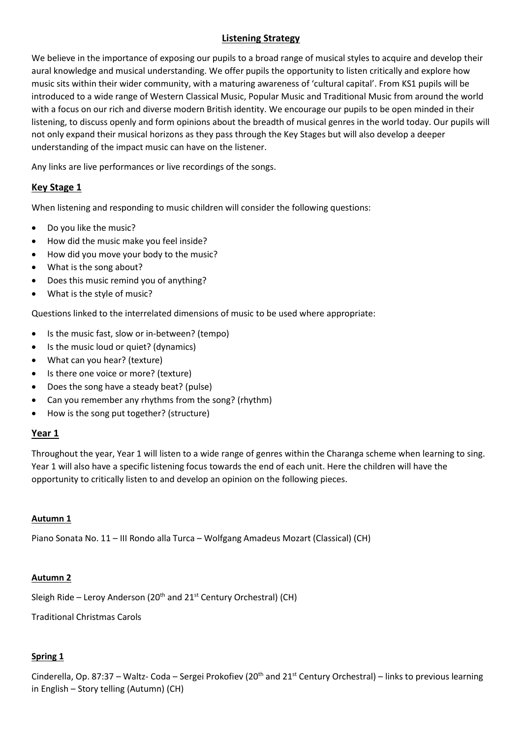# Listening Strategy

We believe in the importance of exposing our pupils to a broad range of musical styles to acquire and develop their aural knowledge and musical understanding. We offer pupils the opportunity to listen critically and explore how music sits within their wider community, with a maturing awareness of 'cultural capital'. From KS1 pupils will be introduced to a wide range of Western Classical Music, Popular Music and Traditional Music from around the world with a focus on our rich and diverse modern British identity. We encourage our pupils to be open minded in their listening, to discuss openly and form opinions about the breadth of musical genres in the world today. Our pupils will not only expand their musical horizons as they pass through the Key Stages but will also develop a deeper understanding of the impact music can have on the listener.

Any links are live performances or live recordings of the songs.

## Key Stage 1

When listening and responding to music children will consider the following questions:

- Do you like the music?
- How did the music make you feel inside?
- How did you move your body to the music?
- What is the song about?
- Does this music remind you of anything?
- What is the style of music?

Questions linked to the interrelated dimensions of music to be used where appropriate:

- Is the music fast, slow or in-between? (tempo)
- Is the music loud or quiet? (dynamics)
- What can you hear? (texture)
- Is there one voice or more? (texture)
- Does the song have a steady beat? (pulse)
- Can you remember any rhythms from the song? (rhythm)
- How is the song put together? (structure)

## Year 1

Throughout the year, Year 1 will listen to a wide range of genres within the Charanga scheme when learning to sing. Year 1 will also have a specific listening focus towards the end of each unit. Here the children will have the opportunity to critically listen to and develop an opinion on the following pieces.

### Autumn 1

Piano Sonata No. 11 – III Rondo alla Turca – Wolfgang Amadeus Mozart (Classical) (CH)

### Autumn 2

Sleigh Ride – Leroy Anderson (20th and 21st Century Orchestral) (CH)

Traditional Christmas Carols

### Spring 1

Cinderella, Op. 87:37 – Waltz- Coda – Sergei Prokofiev (20th and 21st Century Orchestral) – links to previous learning in English – Story telling (Autumn) (CH)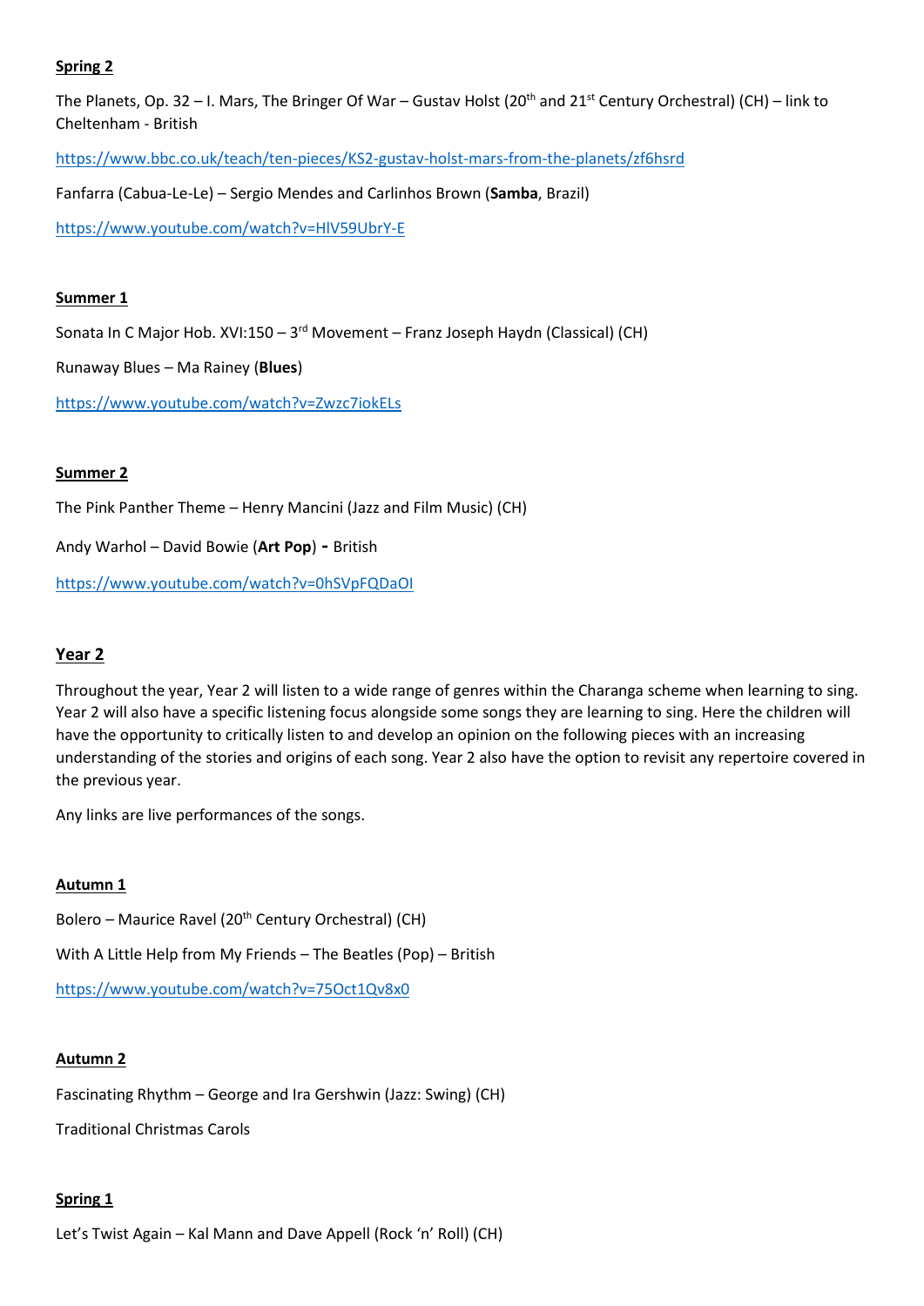**Spring 2**

The Planets, Op. 32 – I. Mars, The Bringer Of War – Gustav Holst (20th and 21st Century Orchestral) (CH) – link to Cheltenham - British

https://www.bbc.co.uk/teach/ten-pieces/KS2-gustav-holst-mars-from-the-planets/zf6hsrd

Fanfarra (Cabua-Le-Le) – Sergio Mendes and Carlinhos Brown (**Samba**, Brazil)

https://www.youtube.com/watch?v=HlV59UbrY-E

**Summer 1**

Sonata In C Major Hob. XVI:150 – 3rd Movement – Franz Joseph Haydn (Classical) (CH)

Runaway Blues – Ma Rainey (**Blues**)

https://www.youtube.com/watch?v=Zwzc7iokELs

**Summer 2**

The Pink Panther Theme – Henry Mancini (Jazz and Film Music) (CH)

Andy Warhol – David Bowie (**Art Pop**) - British

https://www.youtube.com/watch?v=0hSVpFQDaOI

## Year 2

Throughout the year, Year 2 will listen to a wide range of genres within the Charanga scheme when learning to sing. Year 2 will also have a specific listening focus alongside some songs they are learning to sing. Here the children will have the opportunity to critically listen to and develop an opinion on the following pieces with an increasing understanding of the stories and origins of each song. Year 2 also have the option to revisit any repertoire covered in the previous year.

Any links are live performances of the songs.

**Autumn 1**

Bolero – Maurice Ravel (20th Century Orchestral) (CH)

With A Little Help from My Friends – The Beatles (Pop) – British

https://www.youtube.com/watch?v=75Oct1Qv8x0

**Autumn 2**

Fascinating Rhythm – George and Ira Gershwin (Jazz: Swing) (CH)

Traditional Christmas Carols

**Spring 1**

Let's Twist Again – Kal Mann and Dave Appell (Rock 'n' Roll) (CH)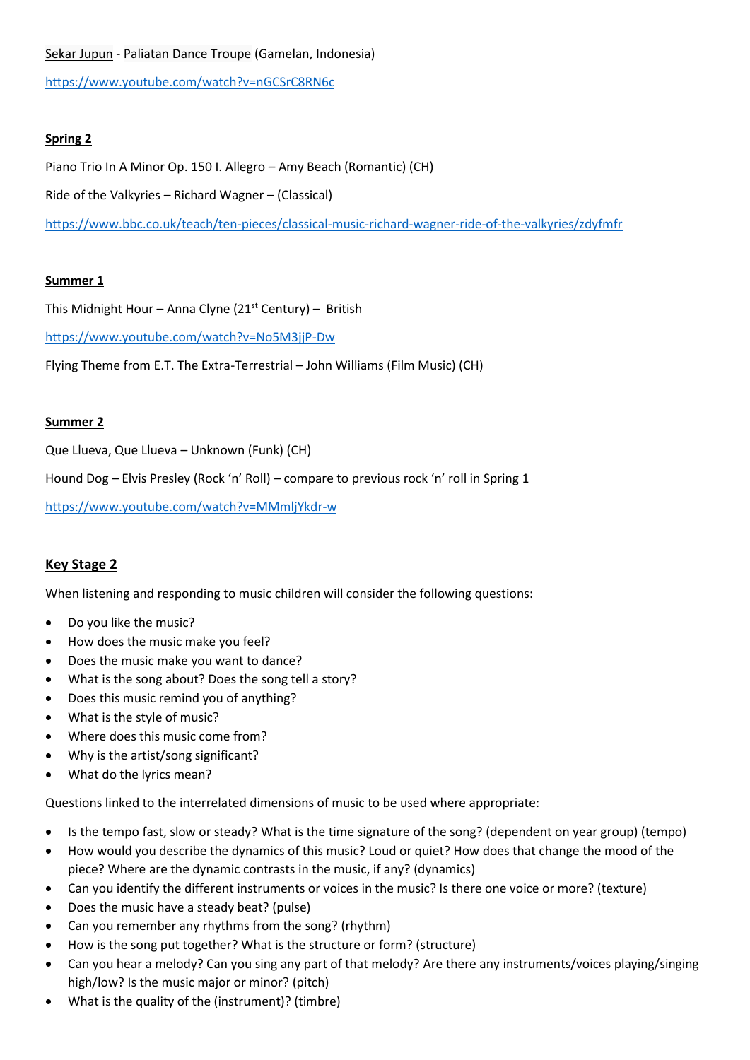Sekar Jupun - Paliatan Dance Troupe (Gamelan, Indonesia)

https://www.youtube.com/watch?v=nGCSrC8RN6c

**Spring 2**

Piano Trio In A Minor Op. 150 I. Allegro – Amy Beach (Romantic) (CH)

Ride of the Valkyries – Richard Wagner – (Classical)

https://www.bbc.co.uk/teach/ten-pieces/classical-music-richard-wagner-ride-of-the-valkyries/zdyfmfr

**Summer 1**

This Midnight Hour – Anna Clyne (21st Century) – British

https://www.youtube.com/watch?v=No5M3jjP-Dw

Flying Theme from E.T. The Extra-Terrestrial – John Williams (Film Music) (CH)

**Summer 2**

Que Llueva, Que Llueva – Unknown (Funk) (CH)

Hound Dog – Elvis Presley (Rock 'n' Roll) – compare to previous rock 'n' roll in Spring 1

https://www.youtube.com/watch?v=MMmljYkdr-w

## Key Stage 2

When listening and responding to music children will consider the following questions:

- Do you like the music?
- How does the music make you feel?
- Does the music make you want to dance?
- What is the song about? Does the song tell a story?
- Does this music remind you of anything?
- What is the style of music?
- Where does this music come from?
- Why is the artist/song significant?
- What do the lyrics mean?

Questions linked to the interrelated dimensions of music to be used where appropriate:

- Is the tempo fast, slow or steady? What is the time signature of the song? (dependent on year group) (tempo)
- How would you describe the dynamics of this music? Loud or quiet? How does that change the mood of the piece? Where are the dynamic contrasts in the music, if any? (dynamics)
- Can you identify the different instruments or voices in the music? Is there one voice or more? (texture)
- Does the music have a steady beat? (pulse)
- Can you remember any rhythms from the song? (rhythm)
- How is the song put together? What is the structure or form? (structure)
- Can you hear a melody? Can you sing any part of that melody? Are there any instruments/voices playing/singing high/low? Is the music major or minor? (pitch)
- What is the quality of the (instrument)? (timbre)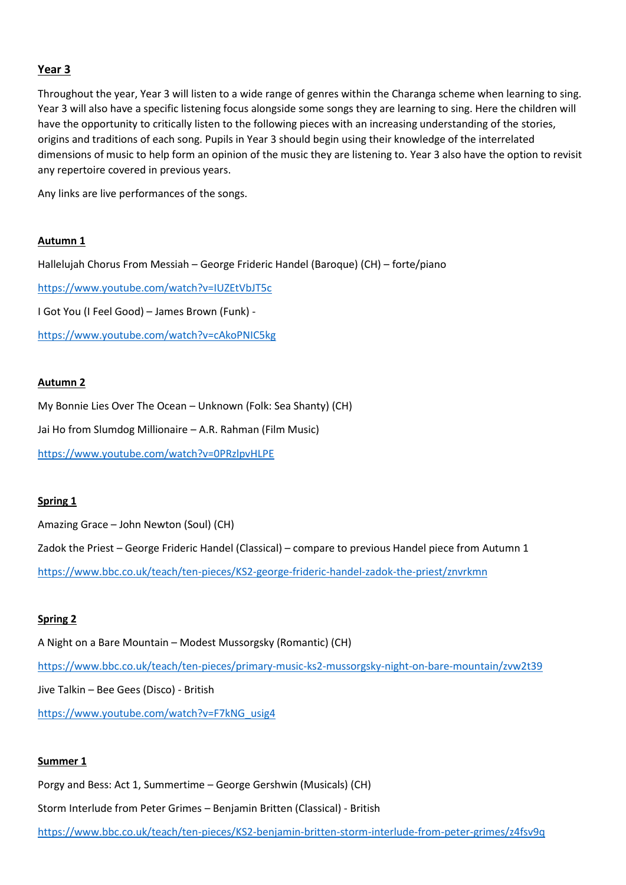## Year 3

Throughout the year, Year 3 will listen to a wide range of genres within the Charanga scheme when learning to sing. Year 3 will also have a specific listening focus alongside some songs they are learning to sing. Here the children will have the opportunity to critically listen to the following pieces with an increasing understanding of the stories, origins and traditions of each song. Pupils in Year 3 should begin using their knowledge of the interrelated dimensions of music to help form an opinion of the music they are listening to. Year 3 also have the option to revisit any repertoire covered in previous years.

Any links are live performances of the songs.

### Autumn 1

Hallelujah Chorus From Messiah – George Frideric Handel (Baroque) (CH) – forte/piano

https://www.youtube.com/watch?v=IUZEtVbJT5c

I Got You (I Feel Good) – James Brown (Funk) -

https://www.youtube.com/watch?v=cAkoPNIC5kg

### Autumn 2

My Bonnie Lies Over The Ocean – Unknown (Folk: Sea Shanty) (CH)

Jai Ho from Slumdog Millionaire – A.R. Rahman (Film Music)

https://www.youtube.com/watch?v=0PRzlpvHLPE

### Spring 1

Amazing Grace – John Newton (Soul) (CH)

Zadok the Priest – George Frideric Handel (Classical) – compare to previous Handel piece from Autumn 1

https://www.bbc.co.uk/teach/ten-pieces/KS2-george-frideric-handel-zadok-the-priest/znvrkmn

### Spring 2

A Night on a Bare Mountain – Modest Mussorgsky (Romantic) (CH)

https://www.bbc.co.uk/teach/ten-pieces/primary-music-ks2-mussorgsky-night-on-bare-mountain/zvw2t39

Jive Talkin – Bee Gees (Disco) - British

https://www.youtube.com/watch?v=F7kNG_usig4

### Summer 1

Porgy and Bess: Act 1, Summertime – George Gershwin (Musicals) (CH)

Storm Interlude from Peter Grimes – Benjamin Britten (Classical) - British

https://www.bbc.co.uk/teach/ten-pieces/KS2-benjamin-britten-storm-interlude-from-peter-grimes/z4fsv9q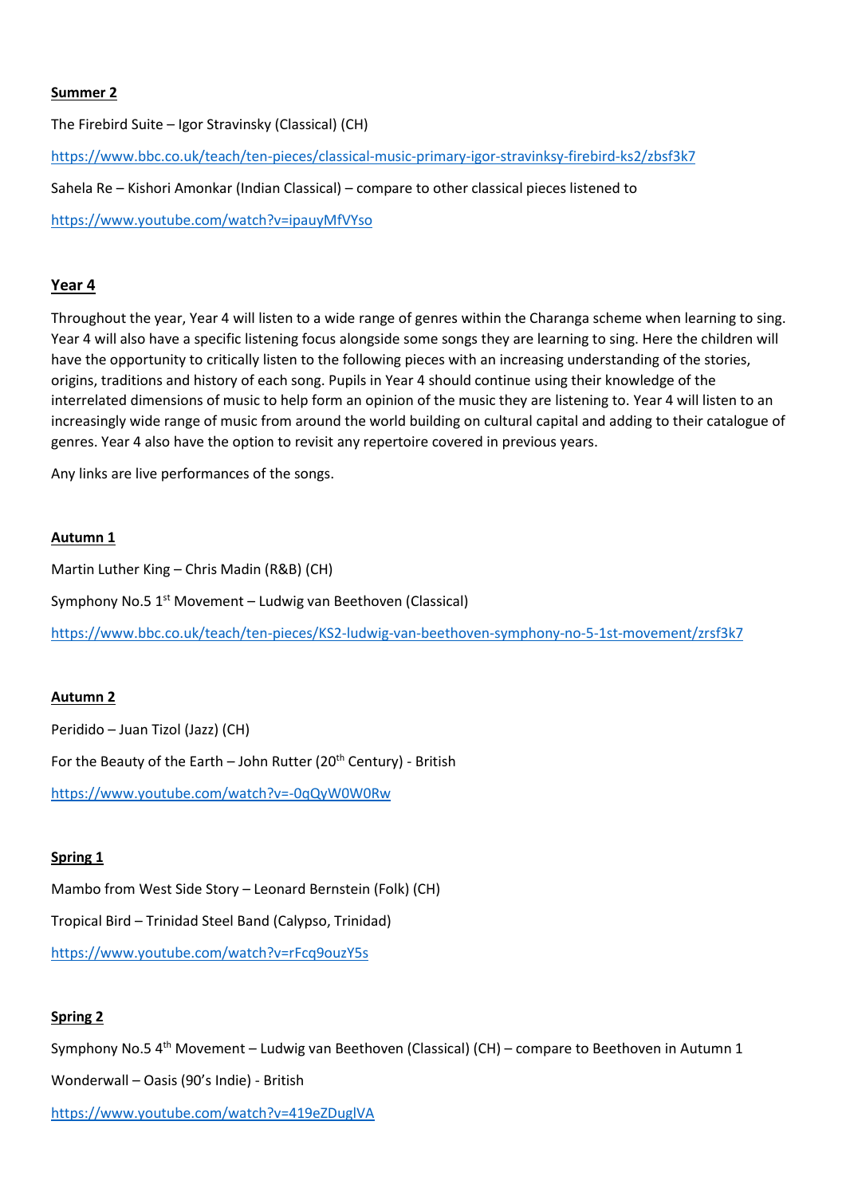**Summer 2**

The Firebird Suite – Igor Stravinsky (Classical) (CH)

https://www.bbc.co.uk/teach/ten-pieces/classical-music-primary-igor-stravinksy-firebird-ks2/zbsf3k7

Sahela Re – Kishori Amonkar (Indian Classical) – compare to other classical pieces listened to

https://www.youtube.com/watch?v=ipauyMfVYso

## Year 4

Throughout the year, Year 4 will listen to a wide range of genres within the Charanga scheme when learning to sing. Year 4 will also have a specific listening focus alongside some songs they are learning to sing. Here the children will have the opportunity to critically listen to the following pieces with an increasing understanding of the stories, origins, traditions and history of each song. Pupils in Year 4 should continue using their knowledge of the interrelated dimensions of music to help form an opinion of the music they are listening to. Year 4 will listen to an increasingly wide range of music from around the world building on cultural capital and adding to their catalogue of genres. Year 4 also have the option to revisit any repertoire covered in previous years.

Any links are live performances of the songs.

**Autumn 1**

Martin Luther King – Chris Madin (R&B) (CH)

Symphony No.5 1st Movement – Ludwig van Beethoven (Classical)

https://www.bbc.co.uk/teach/ten-pieces/KS2-ludwig-van-beethoven-symphony-no-5-1st-movement/zrsf3k7

**Autumn 2**

Peridido – Juan Tizol (Jazz) (CH)

For the Beauty of the Earth – John Rutter (20th Century) - British

https://www.youtube.com/watch?v=-0qQyW0W0Rw

**Spring 1**

Mambo from West Side Story – Leonard Bernstein (Folk) (CH)

Tropical Bird – Trinidad Steel Band (Calypso, Trinidad)

https://www.youtube.com/watch?v=rFcq9ouzY5s

**Spring 2**

Symphony No.5 4th Movement – Ludwig van Beethoven (Classical) (CH) – compare to Beethoven in Autumn 1

Wonderwall – Oasis (90's Indie) - British

https://www.youtube.com/watch?v=419eZDuglVA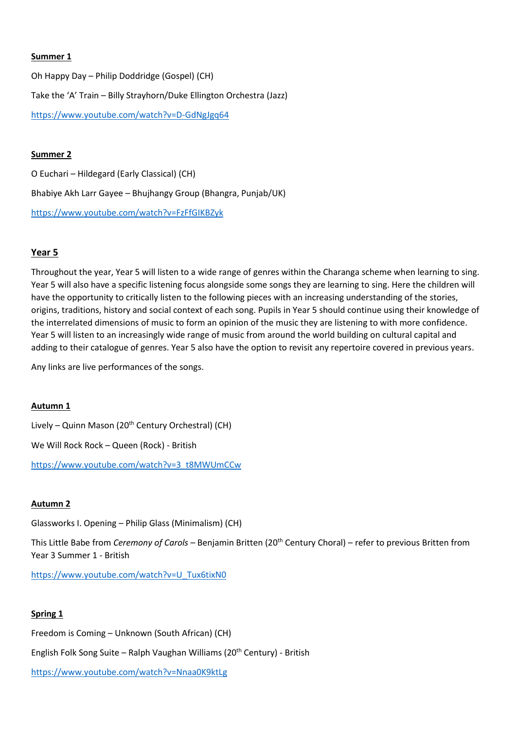**Summer 1**

Oh Happy Day – Philip Doddridge (Gospel) (CH)

Take the 'A' Train – Billy Strayhorn/Duke Ellington Orchestra (Jazz)

https://www.youtube.com/watch?v=D-GdNgJgq64

**Summer 2**

O Euchari – Hildegard (Early Classical) (CH)

Bhabiye Akh Larr Gayee – Bhujhangy Group (Bhangra, Punjab/UK)

https://www.youtube.com/watch?v=FzFfGIKBZyk

## Year 5

Throughout the year, Year 5 will listen to a wide range of genres within the Charanga scheme when learning to sing. Year 5 will also have a specific listening focus alongside some songs they are learning to sing. Here the children will have the opportunity to critically listen to the following pieces with an increasing understanding of the stories, origins, traditions, history and social context of each song. Pupils in Year 5 should continue using their knowledge of the interrelated dimensions of music to form an opinion of the music they are listening to with more confidence. Year 5 will listen to an increasingly wide range of music from around the world building on cultural capital and adding to their catalogue of genres. Year 5 also have the option to revisit any repertoire covered in previous years.

Any links are live performances of the songs.

**Autumn 1**

Lively – Quinn Mason (20th Century Orchestral) (CH)

We Will Rock Rock – Queen (Rock) - British

https://www.youtube.com/watch?v=3_t8MWUmCCw

**Autumn 2**

Glassworks I. Opening – Philip Glass (Minimalism) (CH)

This Little Babe from *Ceremony of Carols* – Benjamin Britten (20th Century Choral) – refer to previous Britten from Year 3 Summer 1 - British

https://www.youtube.com/watch?v=U_Tux6tixN0

**Spring 1**

Freedom is Coming – Unknown (South African) (CH)

English Folk Song Suite – Ralph Vaughan Williams (20th Century) - British

https://www.youtube.com/watch?v=Nnaa0K9ktLg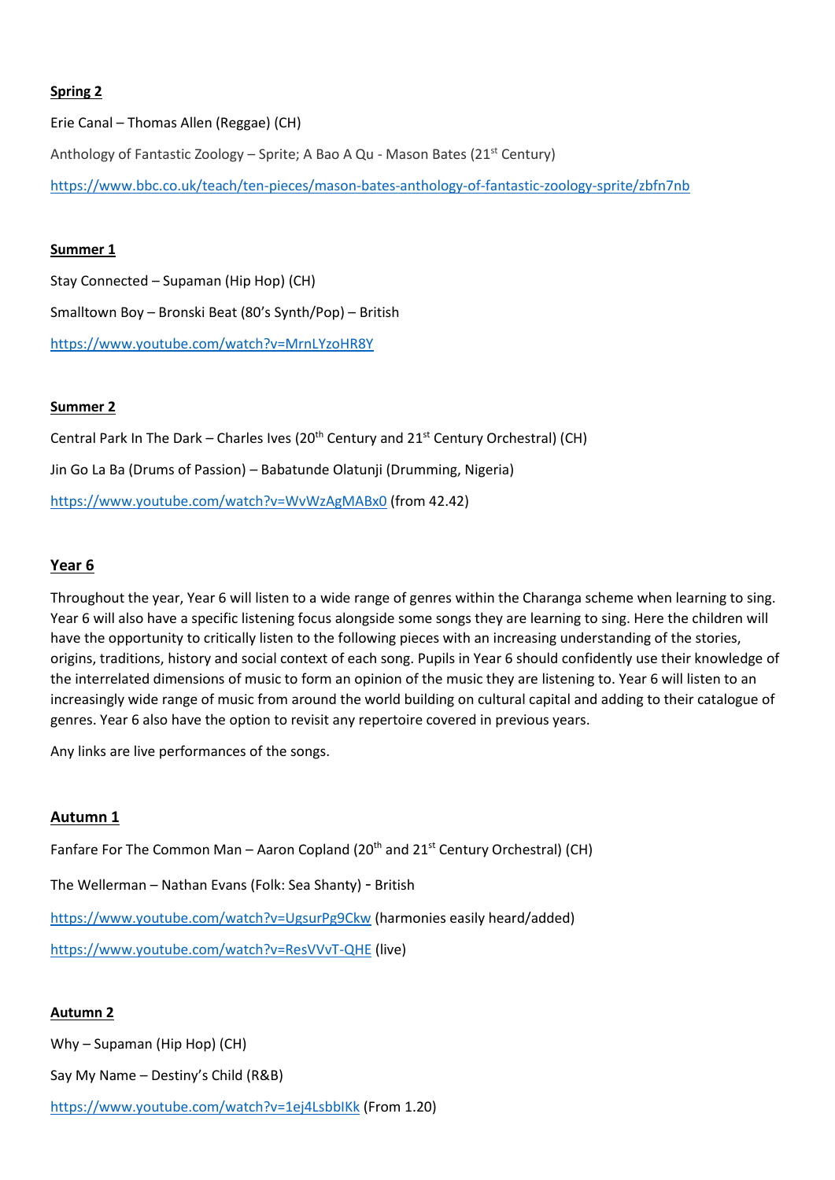**Spring 2**

Erie Canal – Thomas Allen (Reggae) (CH)

Anthology of Fantastic Zoology – Sprite; A Bao A Qu - Mason Bates (21st Century)

https://www.bbc.co.uk/teach/ten-pieces/mason-bates-anthology-of-fantastic-zoology-sprite/zbfn7nb

**Summer 1**

Stay Connected – Supaman (Hip Hop) (CH)

Smalltown Boy – Bronski Beat (80's Synth/Pop) – British

https://www.youtube.com/watch?v=MrnLYzoHR8Y

**Summer 2**

Central Park In The Dark – Charles Ives (20th Century and 21st Century Orchestral) (CH)

Jin Go La Ba (Drums of Passion) – Babatunde Olatunji (Drumming, Nigeria)

https://www.youtube.com/watch?v=WvWzAgMABx0 (from 42.42)

## Year 6

Throughout the year, Year 6 will listen to a wide range of genres within the Charanga scheme when learning to sing. Year 6 will also have a specific listening focus alongside some songs they are learning to sing. Here the children will have the opportunity to critically listen to the following pieces with an increasing understanding of the stories, origins, traditions, history and social context of each song. Pupils in Year 6 should confidently use their knowledge of the interrelated dimensions of music to form an opinion of the music they are listening to. Year 6 will listen to an increasingly wide range of music from around the world building on cultural capital and adding to their catalogue of genres. Year 6 also have the option to revisit any repertoire covered in previous years.

Any links are live performances of the songs.

**Autumn 1**

Fanfare For The Common Man – Aaron Copland (20th and 21st Century Orchestral) (CH)

The Wellerman – Nathan Evans (Folk: Sea Shanty) - British

https://www.youtube.com/watch?v=UgsurPg9Ckw (harmonies easily heard/added)

https://www.youtube.com/watch?v=ResVVvT-QHE (live)

**Autumn 2**

Why – Supaman (Hip Hop) (CH)

Say My Name – Destiny's Child (R&B)

https://www.youtube.com/watch?v=1ej4LsbbIKk (From 1.20)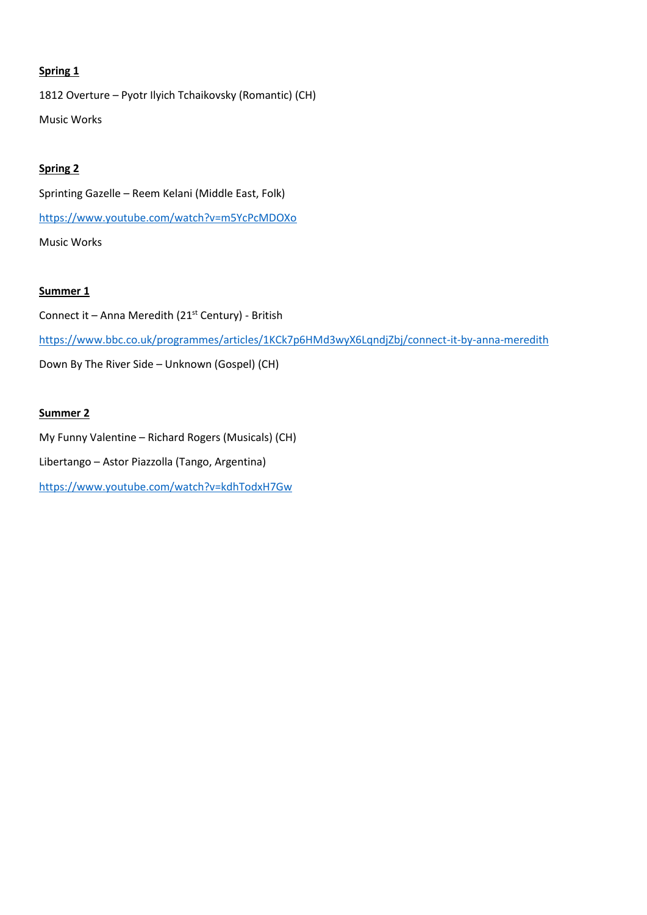**Spring 1**

1812 Overture – Pyotr Ilyich Tchaikovsky (Romantic) (CH)

Music Works

**Spring 2**

Sprinting Gazelle – Reem Kelani (Middle East, Folk)

https://www.youtube.com/watch?v=m5YcPcMDOXo

Music Works

**Summer 1**

Connect it – Anna Meredith (21st Century) - British

https://www.bbc.co.uk/programmes/articles/1KCk7p6HMd3wyX6LqndjZbj/connect-it-by-anna-meredith

Down By The River Side – Unknown (Gospel) (CH)

**Summer 2**

My Funny Valentine – Richard Rogers (Musicals) (CH)

Libertango – Astor Piazzolla (Tango, Argentina)

https://www.youtube.com/watch?v=kdhTodxH7Gw